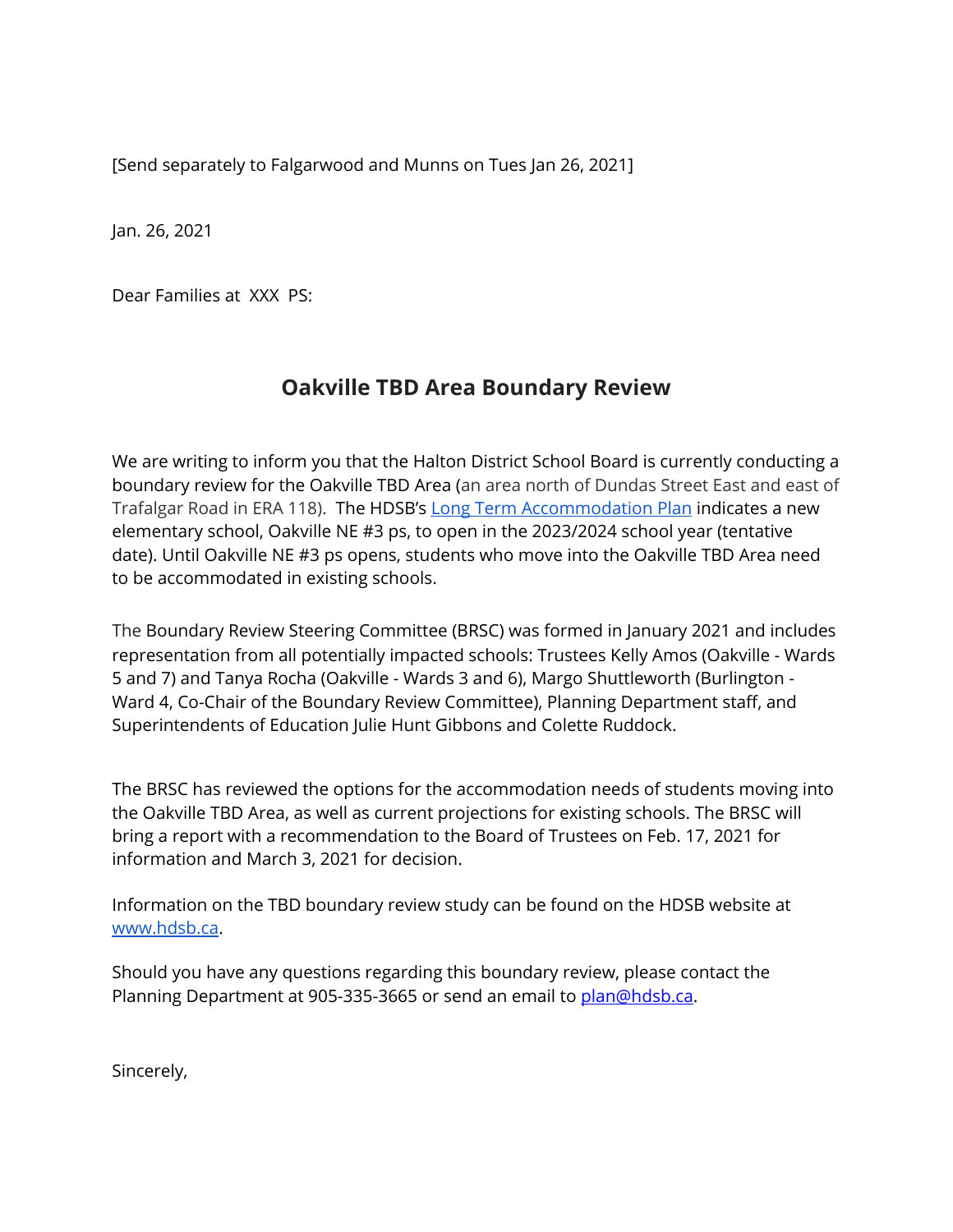[Send separately to Falgarwood and Munns on Tues Jan 26, 2021]

Jan. 26, 2021

Dear Families at XXX PS:

## Oakville TBD Area Boundary Review

We are writing to inform you that the Halton District School Board is currently conducting a boundary review for the Oakville TBD Area (an area north of Dundas Street East and east of Trafalgar Road in ERA 118). The HDSB's [Long Term Accommodation Plan]() indicates a new elementary school, Oakville NE #3 ps, to open in the 2023/2024 school year (tentative date). Until Oakville NE #3 ps opens, students who move into the Oakville TBD Area need to be accommodated in existing schools.

The Boundary Review Steering Committee (BRSC) was formed in January 2021 and includes representation from all potentially impacted schools: Trustees Kelly Amos (Oakville - Wards 5 and 7) and Tanya Rocha (Oakville - Wards 3 and 6), Margo Shuttleworth (Burlington - Ward 4, Co-Chair of the Boundary Review Committee), Planning Department staff, and Superintendents of Education Julie Hunt Gibbons and Colette Ruddock.

The BRSC has reviewed the options for the accommodation needs of students moving into the Oakville TBD Area, as well as current projections for existing schools. The BRSC will bring a report with a recommendation to the Board of Trustees on Feb. 17, 2021 for information and March 3, 2021 for decision.

Information on the TBD boundary review study can be found on the HDSB website at [www.hdsb.ca](www.hdsb.ca).

Should you have any questions regarding this boundary review, please contact the Planning Department at 905-335-3665 or send an email to [plan@hdsb.ca](mailto:plan@hdsb.ca).

Sincerely,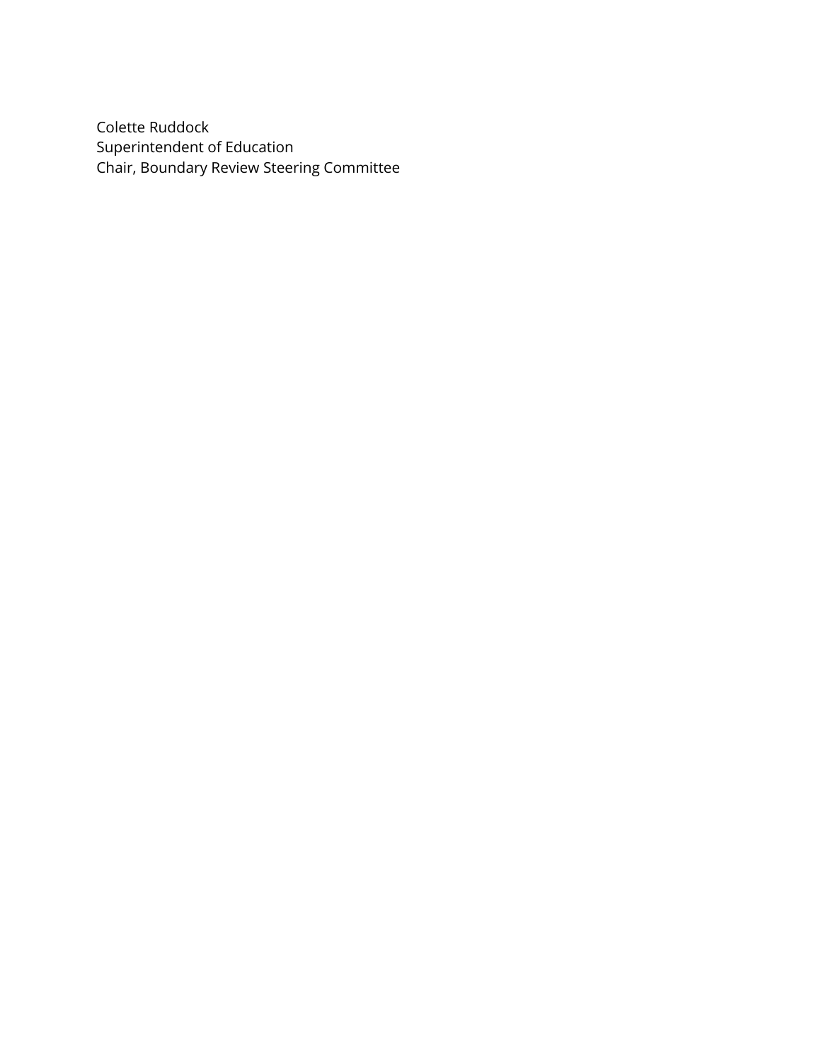Colette Ruddock
Superintendent of Education
Chair, Boundary Review Steering Committee